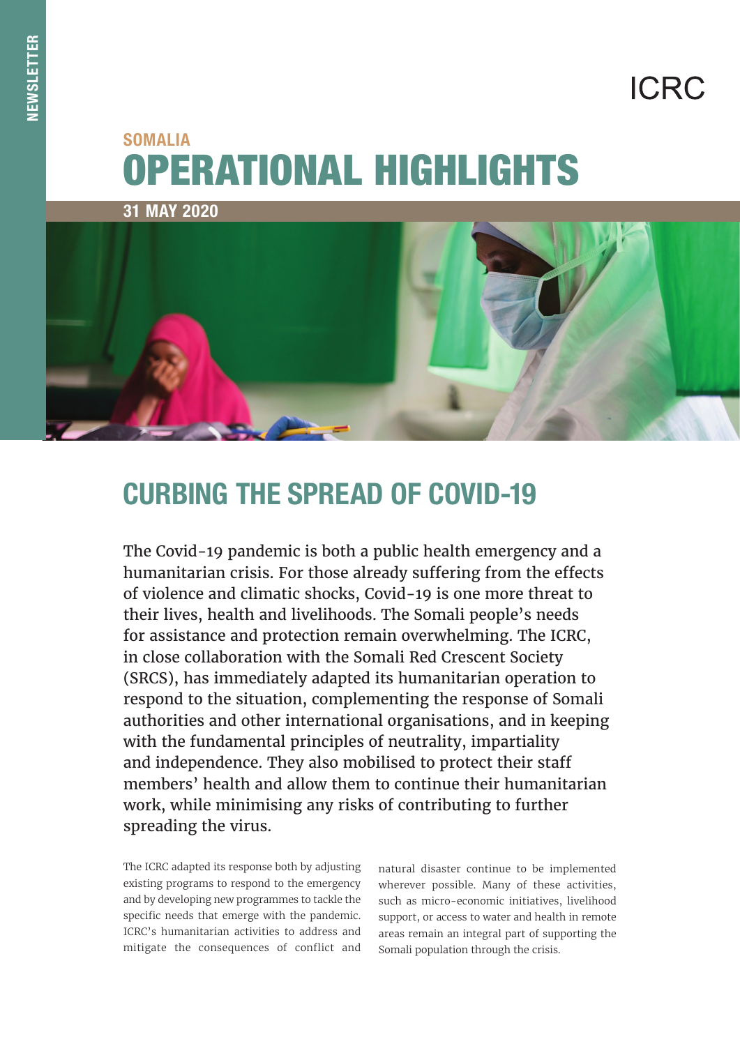ICRC

SOMALIA

# OPERATIONAL HIGHLIGHTS

31 MAY 2020

## CURBING THE SPREAD OF COVID-19

The Covid-19 pandemic is both a public health emergency and a humanitarian crisis. For those already suffering from the effects of violence and climatic shocks, Covid-19 is one more threat to their lives, health and livelihoods. The Somali people's needs for assistance and protection remain overwhelming. The ICRC, in close collaboration with the Somali Red Crescent Society (SRCS), has immediately adapted its humanitarian operation to respond to the situation, complementing the response of Somali authorities and other international organisations, and in keeping with the fundamental principles of neutrality, impartiality and independence. They also mobilised to protect their staff members' health and allow them to continue their humanitarian work, while minimising any risks of contributing to further spreading the virus.

The ICRC adapted its response both by adjusting existing programs to respond to the emergency and by developing new programmes to tackle the specific needs that emerge with the pandemic. ICRC's humanitarian activities to address and mitigate the consequences of conflict and natural disaster continue to be implemented wherever possible. Many of these activities, such as micro-economic initiatives, livelihood support, or access to water and health in remote areas remain an integral part of supporting the Somali population through the crisis.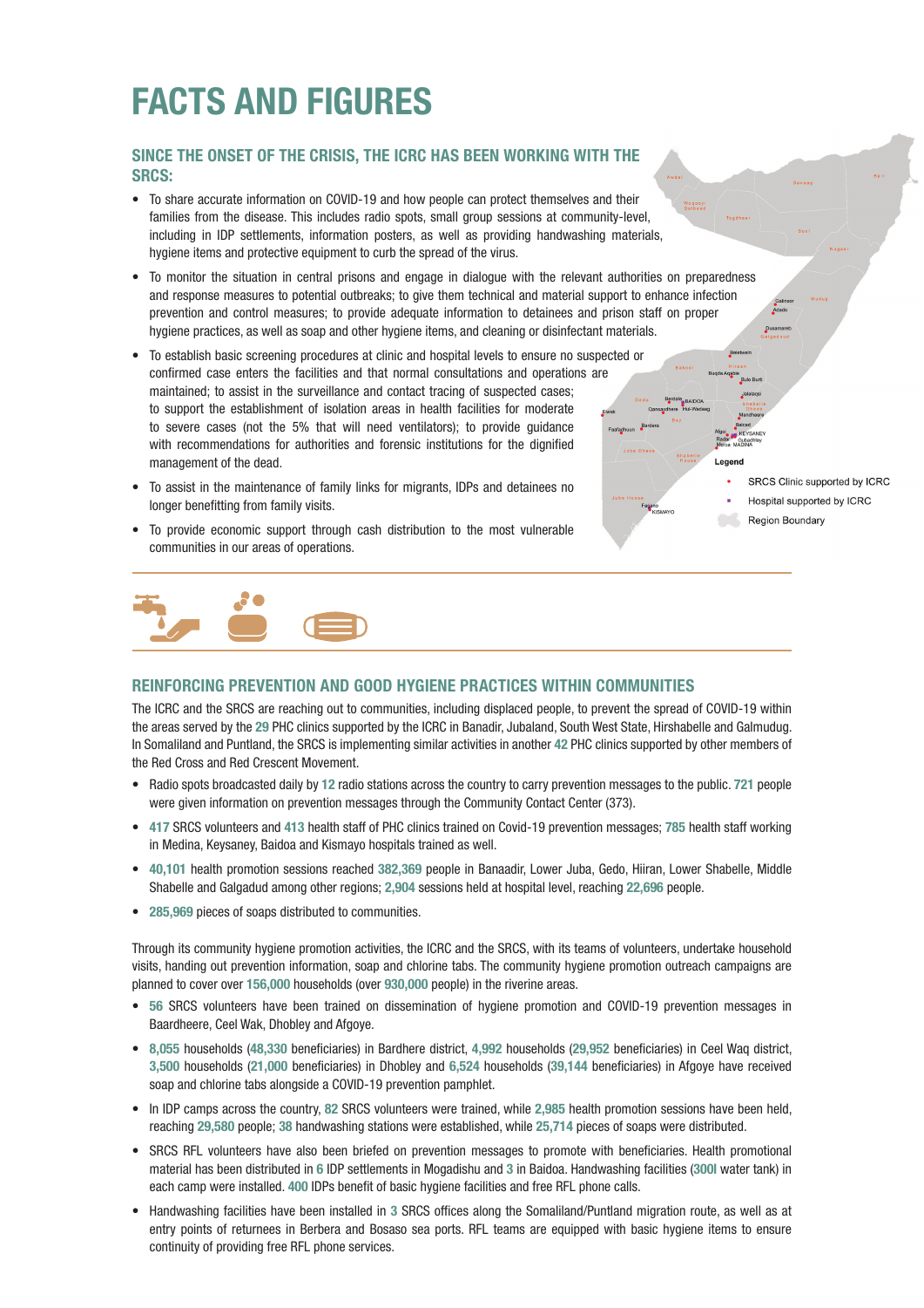# FACTS AND FIGURES

## SINCE THE ONSET OF THE CRISIS, THE ICRC HAS BEEN WORKING WITH THE SRCS:

- To share accurate information on COVID-19 and how people can protect themselves and their families from the disease. This includes radio spots, small group sessions at community-level, including in IDP settlements, information posters, as well as providing handwashing materials, hygiene items and protective equipment to curb the spread of the virus.
- To monitor the situation in central prisons and engage in dialogue with the relevant authorities on preparedness and response measures to potential outbreaks; to give them technical and material support to enhance infection prevention and control measures; to provide adequate information to detainees and prison staff on proper hygiene practices, as well as soap and other hygiene items, and cleaning or disinfectant materials.
- To establish basic screening procedures at clinic and hospital levels to ensure no suspected or confirmed case enters the facilities and that normal consultations and operations are maintained; to assist in the surveillance and contact tracing of suspected cases; to support the establishment of isolation areas in health facilities for moderate to severe cases (not the 5% that will need ventilators); to provide guidance with recommendations for authorities and forensic institutions for the dignified management of the dead.
- To assist in the maintenance of family links for migrants, IDPs and detainees no longer benefitting from family visits.
- To provide economic support through cash distribution to the most vulnerable communities in our areas of operations.

Legend
- SRCS Clinic supported by ICRC
- Hospital supported by ICRC
- Region Boundary

## REINFORCING PREVENTION AND GOOD HYGIENE PRACTICES WITHIN COMMUNITIES

The ICRC and the SRCS are reaching out to communities, including displaced people, to prevent the spread of COVID-19 within the areas served by the **29** PHC clinics supported by the ICRC in Banadir, Jubaland, South West State, Hirshabelle and Galmudug. In Somaliland and Puntland, the SRCS is implementing similar activities in another **42** PHC clinics supported by other members of the Red Cross and Red Crescent Movement.

- Radio spots broadcasted daily by **12** radio stations across the country to carry prevention messages to the public. **721** people were given information on prevention messages through the Community Contact Center (373).
- **417** SRCS volunteers and **413** health staff of PHC clinics trained on Covid-19 prevention messages; **785** health staff working in Medina, Keysaney, Baidoa and Kismayo hospitals trained as well.
- **40,101** health promotion sessions reached **382,369** people in Banaadir, Lower Juba, Gedo, Hiiran, Lower Shabelle, Middle Shabelle and Galgadud among other regions; **2,904** sessions held at hospital level, reaching **22,696** people.
- **285,969** pieces of soaps distributed to communities.

Through its community hygiene promotion activities, the ICRC and the SRCS, with its teams of volunteers, undertake household visits, handing out prevention information, soap and chlorine tabs. The community hygiene promotion outreach campaigns are planned to cover over **156,000** households (over **930,000** people) in the riverine areas.

- **56** SRCS volunteers have been trained on dissemination of hygiene promotion and COVID-19 prevention messages in Baardheere, Ceel Wak, Dhobley and Afgoye.
- **8,055** households (**48,330** beneficiaries) in Bardhere district, **4,992** households (**29,952** beneficiaries) in Ceel Waq district, **3,500** households (**21,000** beneficiaries) in Dhobley and **6,524** households (**39,144** beneficiaries) in Afgoye have received soap and chlorine tabs alongside a COVID-19 prevention pamphlet.
- In IDP camps across the country, **82** SRCS volunteers were trained, while **2,985** health promotion sessions have been held, reaching **29,580** people; **38** handwashing stations were established, while **25,714** pieces of soaps were distributed.
- SRCS RFL volunteers have also been briefed on prevention messages to promote with beneficiaries. Health promotional material has been distributed in **6** IDP settlements in Mogadishu and **3** in Baidoa. Handwashing facilities (**300l** water tank) in each camp were installed. **400** IDPs benefit of basic hygiene facilities and free RFL phone calls.
- Handwashing facilities have been installed in **3** SRCS offices along the Somaliland/Puntland migration route, as well as at entry points of returnees in Berbera and Bosaso sea ports. RFL teams are equipped with basic hygiene items to ensure continuity of providing free RFL phone services.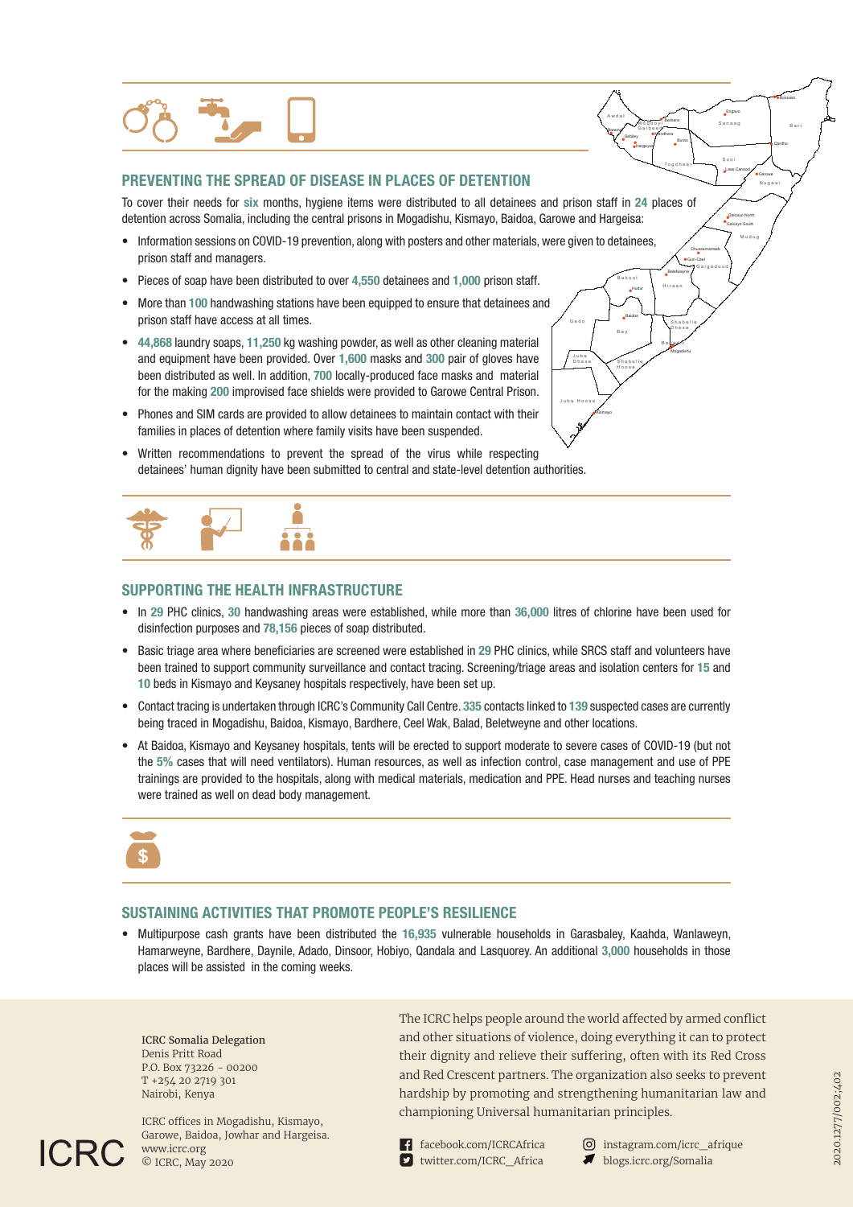## PREVENTING THE SPREAD OF DISEASE IN PLACES OF DETENTION

To cover their needs for **six** months, hygiene items were distributed to all detainees and prison staff in **24** places of detention across Somalia, including the central prisons in Mogadishu, Kismayo, Baidoa, Garowe and Hargeisa:

- Information sessions on COVID-19 prevention, along with posters and other materials, were given to detainees, prison staff and managers.
- Pieces of soap have been distributed to over **4,550** detainees and **1,000** prison staff.
- More than **100** handwashing stations have been equipped to ensure that detainees and prison staff have access at all times.
- **44,868** laundry soaps, **11,250** kg washing powder, as well as other cleaning material and equipment have been provided. Over **1,600** masks and **300** pair of gloves have been distributed as well. In addition, **700** locally-produced face masks and material for the making **200** improvised face shields were provided to Garowe Central Prison.
- Phones and SIM cards are provided to allow detainees to maintain contact with their families in places of detention where family visits have been suspended.
- Written recommendations to prevent the spread of the virus while respecting detainees' human dignity have been submitted to central and state-level detention authorities.

## SUPPORTING THE HEALTH INFRASTRUCTURE

- In **29** PHC clinics, **30** handwashing areas were established, while more than **36,000** litres of chlorine have been used for disinfection purposes and **78,156** pieces of soap distributed.
- Basic triage area where beneficiaries are screened were established in **29** PHC clinics, while SRCS staff and volunteers have been trained to support community surveillance and contact tracing. Screening/triage areas and isolation centers for **15** and **10** beds in Kismayo and Keysaney hospitals respectively, have been set up.
- Contact tracing is undertaken through ICRC's Community Call Centre. **335** contacts linked to **139** suspected cases are currently being traced in Mogadishu, Baidoa, Kismayo, Bardhere, Ceel Wak, Balad, Beletweyne and other locations.
- At Baidoa, Kismayo and Keysaney hospitals, tents will be erected to support moderate to severe cases of COVID-19 (but not the **5%** cases that will need ventilators). Human resources, as well as infection control, case management and use of PPE trainings are provided to the hospitals, along with medical materials, medication and PPE. Head nurses and teaching nurses were trained as well on dead body management.

## SUSTAINING ACTIVITIES THAT PROMOTE PEOPLE'S RESILIENCE

- Multipurpose cash grants have been distributed the **16,935** vulnerable households in Garasbaley, Kaahda, Wanlaweyn, Hamarweyne, Bardhere, Daynile, Adado, Dinsoor, Hobiyo, Qandala and Lasquorey. An additional **3,000** households in those places will be assisted in the coming weeks.

**ICRC Somalia Delegation**
Denis Pritt Road
P.O. Box 73226 - 00200
T +254 20 2719 301
Nairobi, Kenya

ICRC offices in Mogadishu, Kismayo, Garowe, Baidoa, Jowhar and Hargeisa.
www.icrc.org
© ICRC, May 2020

The ICRC helps people around the world affected by armed conflict and other situations of violence, doing everything it can to protect their dignity and relieve their suffering, often with its Red Cross and Red Crescent partners. The organization also seeks to prevent hardship by promoting and strengthening humanitarian law and championing Universal humanitarian principles.

facebook.com/ICRCAfrica
twitter.com/ICRC_Africa
instagram.com/icrc_afrique
blogs.icrc.org/Somalia

2020.1277/002;402